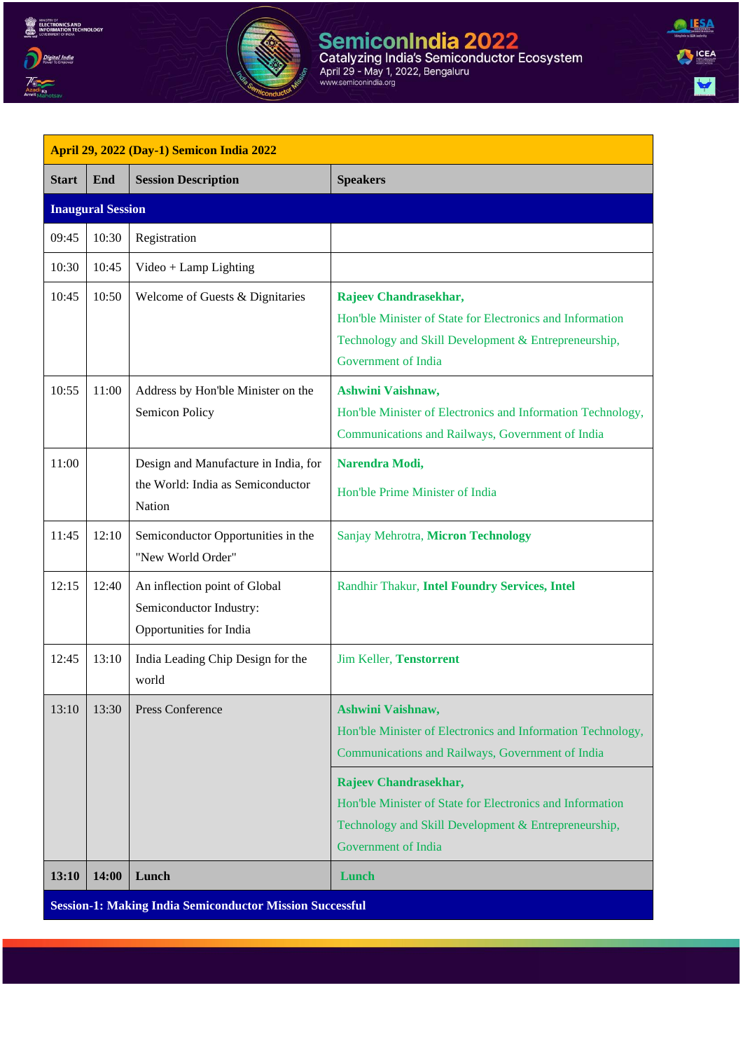# SemiconIndia 2022

Catalyzing India's Semiconductor Ecosystem

April 29 - May 1, 2022, Bengaluru

www.semiconindia.org

| April 29, 2022 (Day-1) Semicon India 2022 | | | |
|---|---|---|---|
| **Start** | **End** | **Session Description** | **Speakers** |
| **Inaugural Session** | | | |
| 09:45 | 10:30 | Registration | |
| 10:30 | 10:45 | Video + Lamp Lighting | |
| 10:45 | 10:50 | Welcome of Guests & Dignitaries | **Rajeev Chandrasekhar,** Hon'ble Minister of State for Electronics and Information Technology and Skill Development & Entrepreneurship, Government of India |
| 10:55 | 11:00 | Address by Hon'ble Minister on the Semicon Policy | **Ashwini Vaishnaw,** Hon'ble Minister of Electronics and Information Technology, Communications and Railways, Government of India |
| 11:00 | | Design and Manufacture in India, for the World: India as Semiconductor Nation | **Narendra Modi,** Hon'ble Prime Minister of India |
| 11:45 | 12:10 | Semiconductor Opportunities in the "New World Order" | Sanjay Mehrotra, **Micron Technology** |
| 12:15 | 12:40 | An inflection point of Global Semiconductor Industry: Opportunities for India | Randhir Thakur, **Intel Foundry Services, Intel** |
| 12:45 | 13:10 | India Leading Chip Design for the world | Jim Keller, **Tenstorrent** |
| 13:10 | 13:30 | Press Conference | **Ashwini Vaishnaw,** Hon'ble Minister of Electronics and Information Technology, Communications and Railways, Government of India |
| | | | **Rajeev Chandrasekhar,** Hon'ble Minister of State for Electronics and Information Technology and Skill Development & Entrepreneurship, Government of India |
| **13:10** | **14:00** | **Lunch** | **Lunch** |
| **Session-1: Making India Semiconductor Mission Successful** | | | |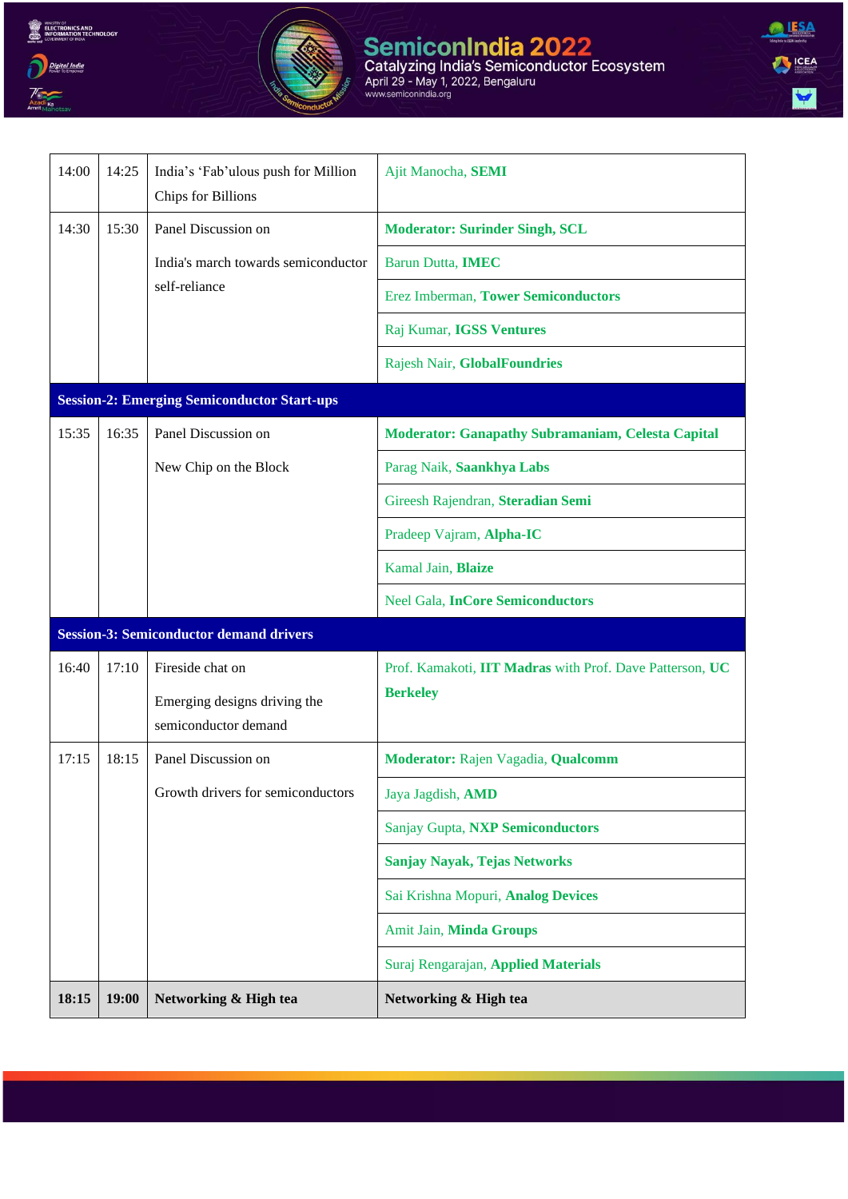| | | | |
|---|---|---|---|
| 14:00 | 14:25 | India's 'Fab'ulous push for Million Chips for Billions | Ajit Manocha, **SEMI** |
| 14:30 | 15:30 | Panel Discussion on India's march towards semiconductor self-reliance | **Moderator: Surinder Singh, SCL** |
| | | | Barun Dutta, **IMEC** |
| | | | Erez Imberman, **Tower Semiconductors** |
| | | | Raj Kumar, **IGSS Ventures** |
| | | | Rajesh Nair, **GlobalFoundries** |
| **Session-2: Emerging Semiconductor Start-ups** | | | |
| 15:35 | 16:35 | Panel Discussion on New Chip on the Block | **Moderator: Ganapathy Subramaniam, Celesta Capital** |
| | | | Parag Naik, **Saankhya Labs** |
| | | | Gireesh Rajendran, **Steradian Semi** |
| | | | Pradeep Vajram, **Alpha-IC** |
| | | | Kamal Jain, **Blaize** |
| | | | Neel Gala, **InCore Semiconductors** |
| **Session-3: Semiconductor demand drivers** | | | |
| 16:40 | 17:10 | Fireside chat on Emerging designs driving the semiconductor demand | Prof. Kamakoti, **IIT Madras** with Prof. Dave Patterson, **UC Berkeley** |
| 17:15 | 18:15 | Panel Discussion on Growth drivers for semiconductors | **Moderator:** Rajen Vagadia, **Qualcomm** |
| | | | Jaya Jagdish, **AMD** |
| | | | Sanjay Gupta, **NXP Semiconductors** |
| | | | **Sanjay Nayak, Tejas Networks** |
| | | | Sai Krishna Mopuri, **Analog Devices** |
| | | | Amit Jain, **Minda Groups** |
| | | | Suraj Rengarajan, **Applied Materials** |
| **18:15** | **19:00** | **Networking & High tea** | **Networking & High tea** |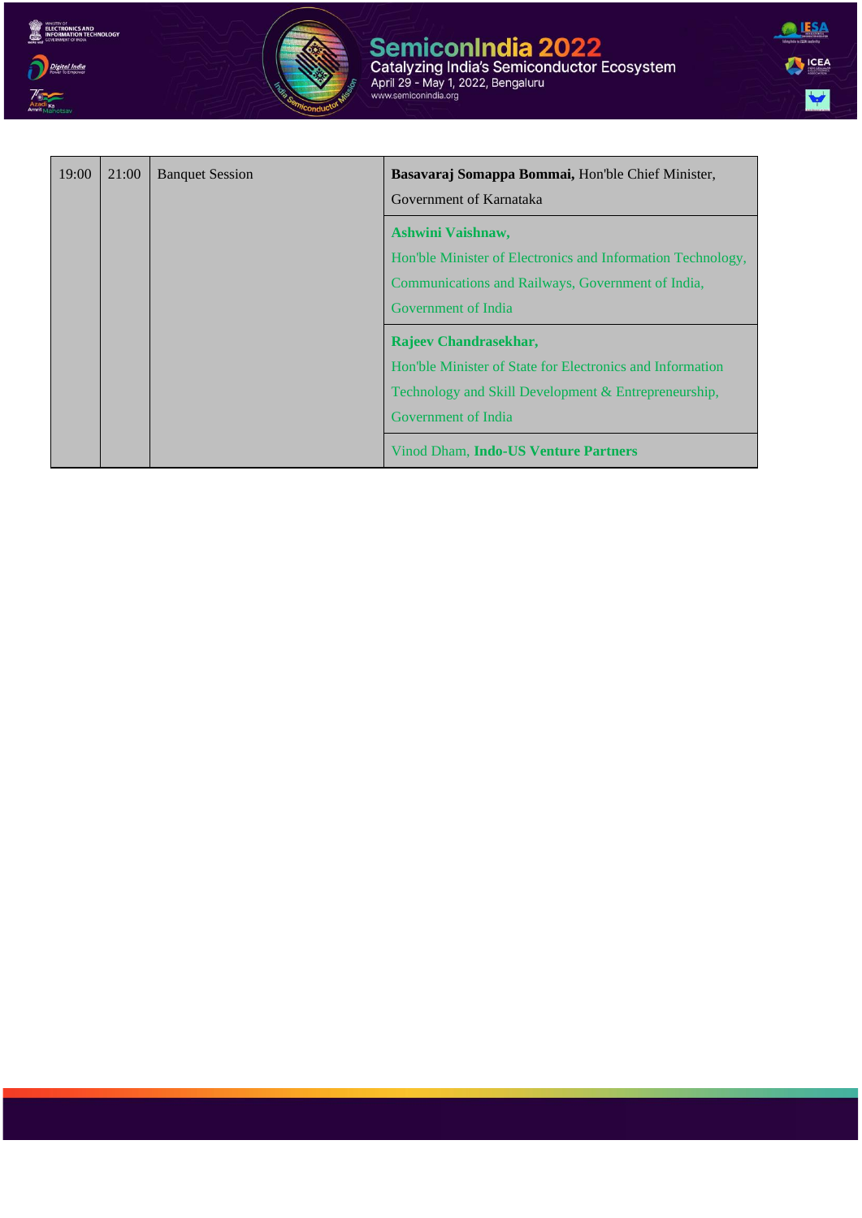| | | | |
|---|---|---|---|
| 19:00 | 21:00 | Banquet Session | **Basavaraj Somappa Bommai,** Hon'ble Chief Minister, Government of Karnataka |
| | | | **Ashwini Vaishnaw,** Hon'ble Minister of Electronics and Information Technology, Communications and Railways, Government of India, Government of India |
| | | | **Rajeev Chandrasekhar,** Hon'ble Minister of State for Electronics and Information Technology and Skill Development & Entrepreneurship, Government of India |
| | | | Vinod Dham, **Indo-US Venture Partners** |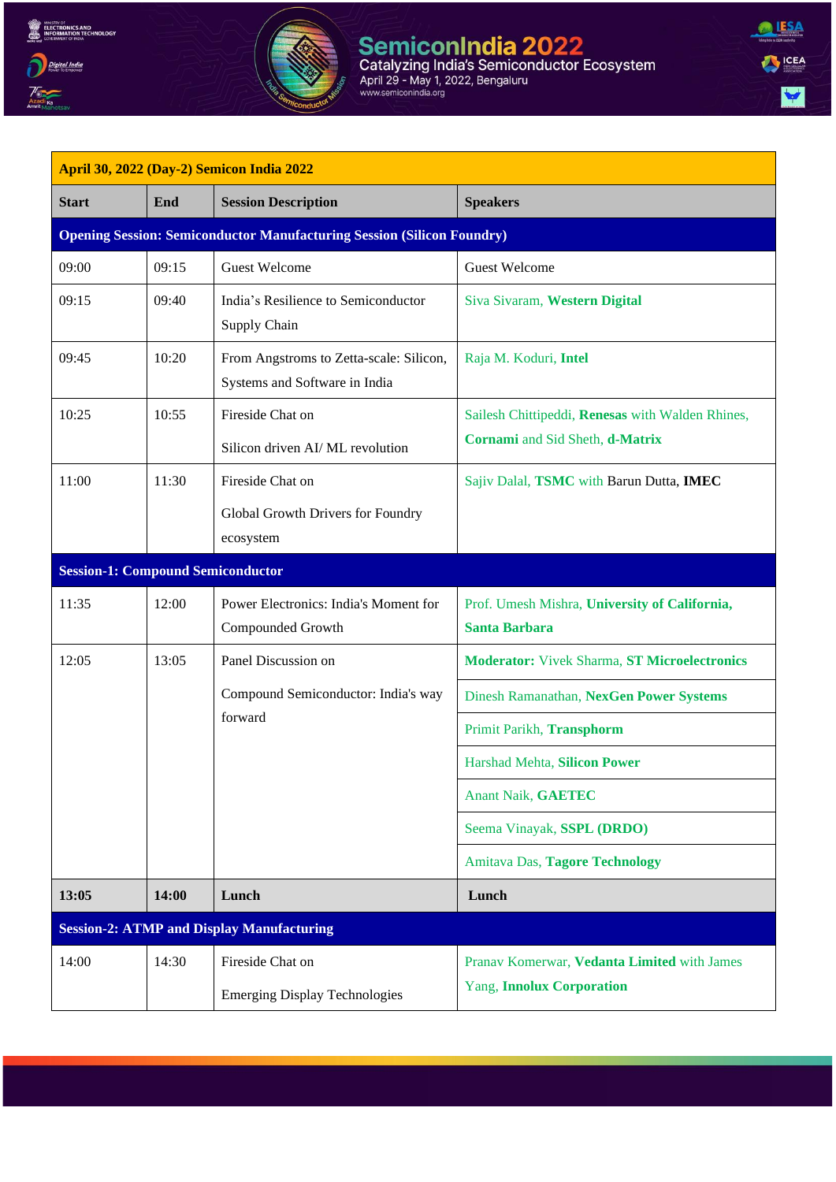| April 30, 2022 (Day-2) Semicon India 2022 | | | |
|---|---|---|---|
| **Start** | **End** | **Session Description** | **Speakers** |
| **Opening Session: Semiconductor Manufacturing Session (Silicon Foundry)** | | | |
| 09:00 | 09:15 | Guest Welcome | Guest Welcome |
| 09:15 | 09:40 | India's Resilience to Semiconductor Supply Chain | Siva Sivaram, **Western Digital** |
| 09:45 | 10:20 | From Angstroms to Zetta-scale: Silicon, Systems and Software in India | Raja M. Koduri, **Intel** |
| 10:25 | 10:55 | Fireside Chat on<br><br>Silicon driven AI/ ML revolution | Sailesh Chittipeddi, **Renesas** with Walden Rhines, **Cornami** and Sid Sheth, **d-Matrix** |
| 11:00 | 11:30 | Fireside Chat on<br><br>Global Growth Drivers for Foundry ecosystem | Sajiv Dalal, **TSMC** with Barun Dutta, **IMEC** |
| **Session-1: Compound Semiconductor** | | | |
| 11:35 | 12:00 | Power Electronics: India's Moment for Compounded Growth | Prof. Umesh Mishra, **University of California, Santa Barbara** |
| 12:05 | 13:05 | Panel Discussion on<br><br>Compound Semiconductor: India's way forward | **Moderator:** Vivek Sharma, **ST Microelectronics** |
| | | | Dinesh Ramanathan, **NexGen Power Systems** |
| | | | Primit Parikh, **Transphorm** |
| | | | Harshad Mehta, **Silicon Power** |
| | | | Anant Naik, **GAETEC** |
| | | | Seema Vinayak, **SSPL (DRDO)** |
| | | | Amitava Das, **Tagore Technology** |
| **13:05** | **14:00** | **Lunch** | **Lunch** |
| **Session-2: ATMP and Display Manufacturing** | | | |
| 14:00 | 14:30 | Fireside Chat on<br><br>Emerging Display Technologies | Pranav Komerwar, **Vedanta Limited** with James Yang, **Innolux Corporation** |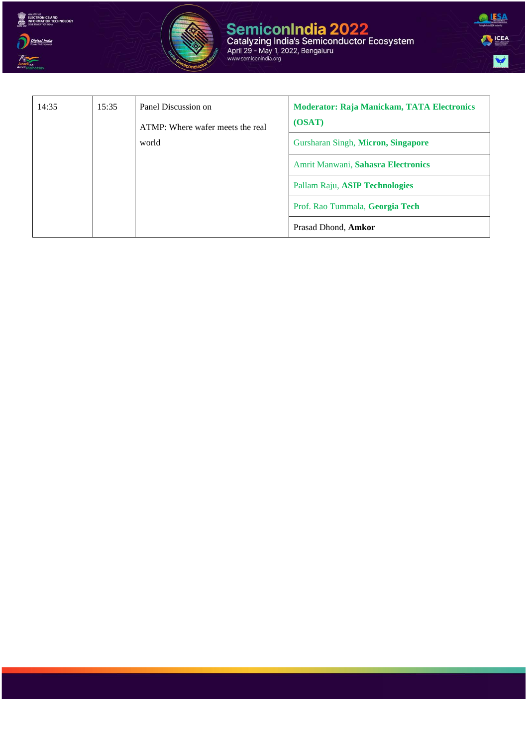| 14:35 | 15:35 | Panel Discussion on ATMP: Where wafer meets the real world | **Moderator: Raja Manickam, TATA Electronics (OSAT)** |
|---|---|---|---|
| | | | Gursharan Singh, **Micron, Singapore** |
| | | | Amrit Manwani, **Sahasra Electronics** |
| | | | Pallam Raju, **ASIP Technologies** |
| | | | Prof. Rao Tummala, **Georgia Tech** |
| | | | Prasad Dhond, **Amkor** |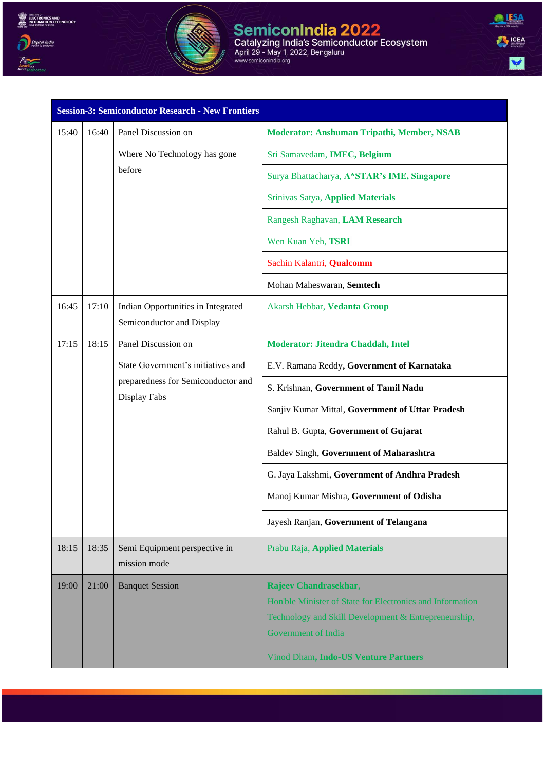| Session-3: Semiconductor Research - New Frontiers | | | |
|---|---|---|---|
| 15:40 | 16:40 | Panel Discussion on<br><br>Where No Technology has gone before | **Moderator: Anshuman Tripathi, Member, NSAB** |
| | | | Sri Samavedam, **IMEC, Belgium** |
| | | | Surya Bhattacharya, **A*STAR's IME, Singapore** |
| | | | Srinivas Satya, **Applied Materials** |
| | | | Rangesh Raghavan, **LAM Research** |
| | | | Wen Kuan Yeh, **TSRI** |
| | | | Sachin Kalantri, **Qualcomm** |
| | | | Mohan Maheswaran, **Semtech** |
| 16:45 | 17:10 | Indian Opportunities in Integrated Semiconductor and Display | Akarsh Hebbar, **Vedanta Group** |
| 17:15 | 18:15 | Panel Discussion on<br><br>State Government's initiatives and preparedness for Semiconductor and Display Fabs | **Moderator: Jitendra Chaddah, Intel** |
| | | | E.V. Ramana Reddy**, Government of Karnataka** |
| | | | S. Krishnan, **Government of Tamil Nadu** |
| | | | Sanjiv Kumar Mittal, **Government of Uttar Pradesh** |
| | | | Rahul B. Gupta, **Government of Gujarat** |
| | | | Baldev Singh, **Government of Maharashtra** |
| | | | G. Jaya Lakshmi, **Government of Andhra Pradesh** |
| | | | Manoj Kumar Mishra, **Government of Odisha** |
| | | | Jayesh Ranjan, **Government of Telangana** |
| 18:15 | 18:35 | Semi Equipment perspective in mission mode | Prabu Raja, **Applied Materials** |
| 19:00 | 21:00 | Banquet Session | **Rajeev Chandrasekhar,**<br>Hon'ble Minister of State for Electronics and Information Technology and Skill Development & Entrepreneurship, Government of India |
| | | | Vinod Dham, **Indo-US Venture Partners** |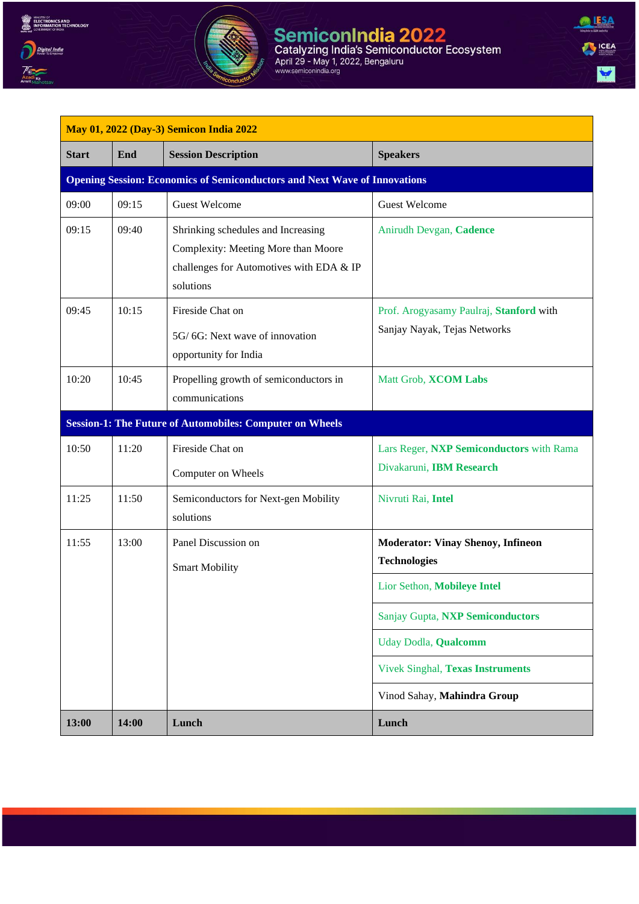| May 01, 2022 (Day-3) Semicon India 2022 | | | |
|---|---|---|---|
| **Start** | **End** | **Session Description** | **Speakers** |
| **Opening Session: Economics of Semiconductors and Next Wave of Innovations** | | | |
| 09:00 | 09:15 | Guest Welcome | Guest Welcome |
| 09:15 | 09:40 | Shrinking schedules and Increasing Complexity: Meeting More than Moore challenges for Automotives with EDA & IP solutions | Anirudh Devgan, **Cadence** |
| 09:45 | 10:15 | Fireside Chat on 5G/ 6G: Next wave of innovation opportunity for India | Prof. Arogyasamy Paulraj, **Stanford** with Sanjay Nayak, Tejas Networks |
| 10:20 | 10:45 | Propelling growth of semiconductors in communications | Matt Grob, **XCOM Labs** |
| **Session-1: The Future of Automobiles: Computer on Wheels** | | | |
| 10:50 | 11:20 | Fireside Chat on Computer on Wheels | Lars Reger, **NXP Semiconductors** with Rama Divakaruni, **IBM Research** |
| 11:25 | 11:50 | Semiconductors for Next-gen Mobility solutions | Nivruti Rai, **Intel** |
| 11:55 | 13:00 | Panel Discussion on Smart Mobility | **Moderator: Vinay Shenoy, Infineon Technologies** |
| | | | Lior Sethon, **Mobileye Intel** |
| | | | Sanjay Gupta, **NXP Semiconductors** |
| | | | Uday Dodla, **Qualcomm** |
| | | | Vivek Singhal, **Texas Instruments** |
| | | | Vinod Sahay, **Mahindra Group** |
| **13:00** | **14:00** | **Lunch** | **Lunch** |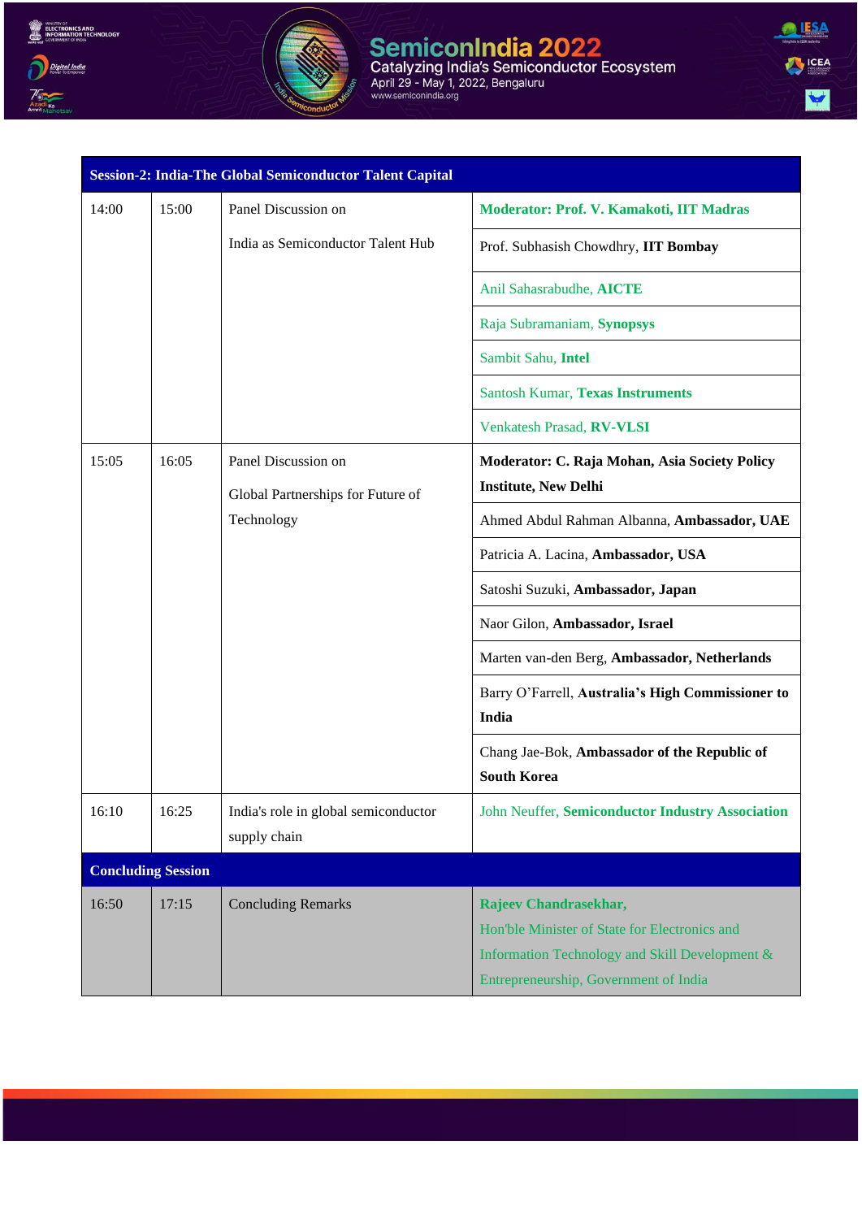| Session-2: India-The Global Semiconductor Talent Capital | | | |
|---|---|---|---|
| 14:00 | 15:00 | Panel Discussion on India as Semiconductor Talent Hub | **Moderator: Prof. V. Kamakoti, IIT Madras** |
| | | | Prof. Subhasish Chowdhry, **IIT Bombay** |
| | | | Anil Sahasrabudhe, **AICTE** |
| | | | Raja Subramaniam, **Synopsys** |
| | | | Sambit Sahu, **Intel** |
| | | | Santosh Kumar, **Texas Instruments** |
| | | | Venkatesh Prasad, **RV-VLSI** |
| 15:05 | 16:05 | Panel Discussion on Global Partnerships for Future of Technology | **Moderator: C. Raja Mohan, Asia Society Policy Institute, New Delhi** |
| | | | Ahmed Abdul Rahman Albanna, **Ambassador, UAE** |
| | | | Patricia A. Lacina, **Ambassador, USA** |
| | | | Satoshi Suzuki, **Ambassador, Japan** |
| | | | Naor Gilon, **Ambassador, Israel** |
| | | | Marten van-den Berg, **Ambassador, Netherlands** |
| | | | Barry O'Farrell, **Australia's High Commissioner to India** |
| | | | Chang Jae-Bok, **Ambassador of the Republic of South Korea** |
| 16:10 | 16:25 | India's role in global semiconductor supply chain | John Neuffer, **Semiconductor Industry Association** |
| **Concluding Session** | | | |
| 16:50 | 17:15 | Concluding Remarks | **Rajeev Chandrasekhar,** Hon'ble Minister of State for Electronics and Information Technology and Skill Development & Entrepreneurship, Government of India |